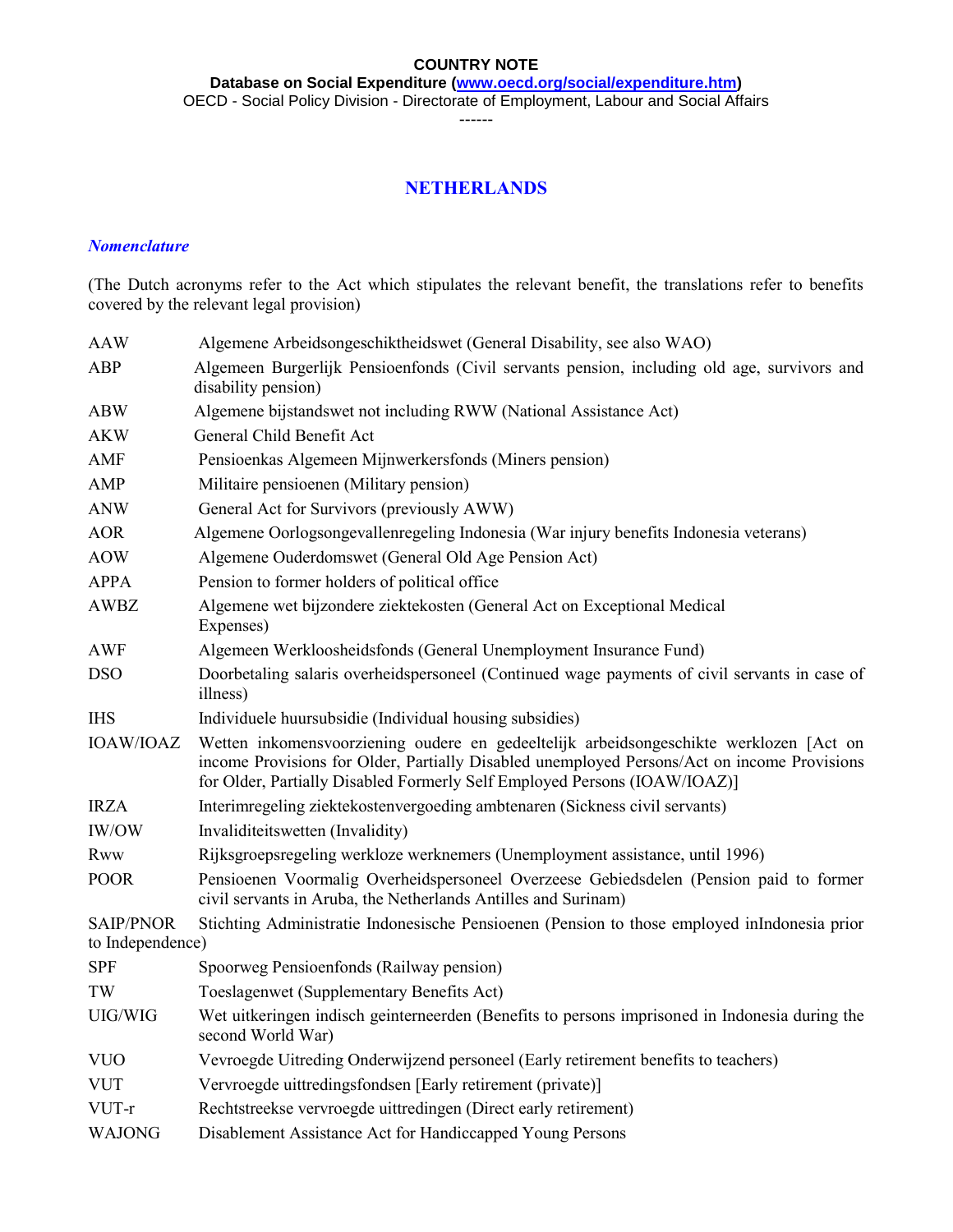**COUNTRY NOTE**

**Database on Social Expenditure ([www.oecd.org/social/expenditure.htm](www.oecd.org/social/expenditure.htm))**

OECD - Social Policy Division - Directorate of Employment, Labour and Social Affairs

------

# NETHERLANDS

## *Nomenclature*

(The Dutch acronyms refer to the Act which stipulates the relevant benefit, the translations refer to benefits covered by the relevant legal provision)

| | |
|---|---|
| AAW | Algemene Arbeidsongeschiktheidswet (General Disability, see also WAO) |
| ABP | Algemeen Burgerlijk Pensioenfonds (Civil servants pension, including old age, survivors and disability pension) |
| ABW | Algemene bijstandswet not including RWW (National Assistance Act) |
| AKW | General Child Benefit Act |
| AMF | Pensioenkas Algemeen Mijnwerkersfonds (Miners pension) |
| AMP | Militaire pensioenen (Military pension) |
| ANW | General Act for Survivors (previously AWW) |
| AOR | Algemene Oorlogsongevallenregeling Indonesia (War injury benefits Indonesia veterans) |
| AOW | Algemene Ouderdomswet (General Old Age Pension Act) |
| APPA | Pension to former holders of political office |
| AWBZ | Algemene wet bijzondere ziektekosten (General Act on Exceptional Medical Expenses) |
| AWF | Algemeen Werkloosheidsfonds (General Unemployment Insurance Fund) |
| DSO | Doorbetaling salaris overheidspersoneel (Continued wage payments of civil servants in case of illness) |
| IHS | Individuele huursubsidie (Individual housing subsidies) |
| IOAW/IOAZ | Wetten inkomensvoorziening oudere en gedeeltelijk arbeidsongeschikte werklozen [Act on income Provisions for Older, Partially Disabled unemployed Persons/Act on income Provisions for Older, Partially Disabled Formerly Self Employed Persons (IOAW/IOAZ)] |
| IRZA | Interimregeling ziektekostenvergoeding ambtenaren (Sickness civil servants) |
| IW/OW | Invaliditeitswetten (Invalidity) |
| Rww | Rijksgroepsregeling werkloze werknemers (Unemployment assistance, until 1996) |
| POOR | Pensioenen Voormalig Overheidspersoneel Overzeese Gebiedsdelen (Pension paid to former civil servants in Aruba, the Netherlands Antilles and Surinam) |
| SAIP/PNOR | Stichting Administratie Indonesische Pensioenen (Pension to those employed inIndonesia prior to Independence) |
| SPF | Spoorweg Pensioenfonds (Railway pension) |
| TW | Toeslagenwet (Supplementary Benefits Act) |
| UIG/WIG | Wet uitkeringen indisch geinterneerden (Benefits to persons imprisoned in Indonesia during the second World War) |
| VUO | Vevroegde Uitreding Onderwijzend personeel (Early retirement benefits to teachers) |
| VUT | Vervroegde uittredingsfondsen [Early retirement (private)] |
| VUT-r | Rechtstreekse vervroegde uittredingen (Direct early retirement) |
| WAJONG | Disablement Assistance Act for Handiccapped Young Persons |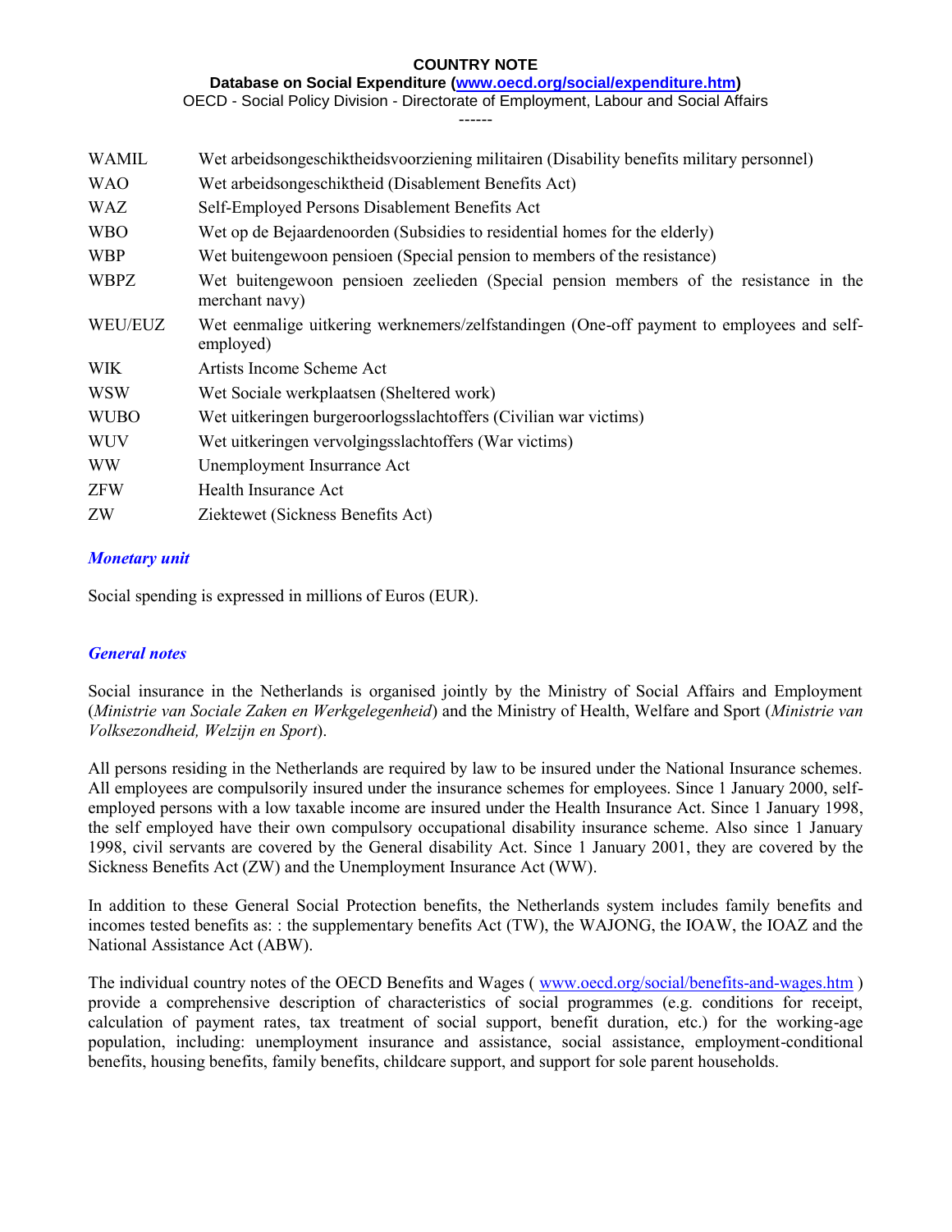**COUNTRY NOTE**

**Database on Social Expenditure ([www.oecd.org/social/expenditure.htm](www.oecd.org/social/expenditure.htm))**

OECD - Social Policy Division - Directorate of Employment, Labour and Social Affairs

------

| | |
|---|---|
| WAMIL | Wet arbeidsongeschiktheidsvoorziening militairen (Disability benefits military personnel) |
| WAO | Wet arbeidsongeschiktheid (Disablement Benefits Act) |
| WAZ | Self-Employed Persons Disablement Benefits Act |
| WBO | Wet op de Bejaardenoorden (Subsidies to residential homes for the elderly) |
| WBP | Wet buitengewoon pensioen (Special pension to members of the resistance) |
| WBPZ | Wet buitengewoon pensioen zeelieden (Special pension members of the resistance in the merchant navy) |
| WEU/EUZ | Wet eenmalige uitkering werknemers/zelfstandingen (One-off payment to employees and self-employed) |
| WIK | Artists Income Scheme Act |
| WSW | Wet Sociale werkplaatsen (Sheltered work) |
| WUBO | Wet uitkeringen burgeroorlogsslachtoffers (Civilian war victims) |
| WUV | Wet uitkeringen vervolgingsslachtoffers (War victims) |
| WW | Unemployment Insurrance Act |
| ZFW | Health Insurance Act |
| ZW | Ziektewet (Sickness Benefits Act) |

### *Monetary unit*

Social spending is expressed in millions of Euros (EUR).

### *General notes*

Social insurance in the Netherlands is organised jointly by the Ministry of Social Affairs and Employment (*Ministrie van Sociale Zaken en Werkgelegenheid*) and the Ministry of Health, Welfare and Sport (*Ministrie van Volksezondheid, Welzijn en Sport*).

All persons residing in the Netherlands are required by law to be insured under the National Insurance schemes. All employees are compulsorily insured under the insurance schemes for employees. Since 1 January 2000, self-employed persons with a low taxable income are insured under the Health Insurance Act. Since 1 January 1998, the self employed have their own compulsory occupational disability insurance scheme. Also since 1 January 1998, civil servants are covered by the General disability Act. Since 1 January 2001, they are covered by the Sickness Benefits Act (ZW) and the Unemployment Insurance Act (WW).

In addition to these General Social Protection benefits, the Netherlands system includes family benefits and incomes tested benefits as: : the supplementary benefits Act (TW), the WAJONG, the IOAW, the IOAZ and the National Assistance Act (ABW).

The individual country notes of the OECD Benefits and Wages ( [www.oecd.org/social/benefits-and-wages.htm](www.oecd.org/social/benefits-and-wages.htm) ) provide a comprehensive description of characteristics of social programmes (e.g. conditions for receipt, calculation of payment rates, tax treatment of social support, benefit duration, etc.) for the working-age population, including: unemployment insurance and assistance, social assistance, employment-conditional benefits, housing benefits, family benefits, childcare support, and support for sole parent households.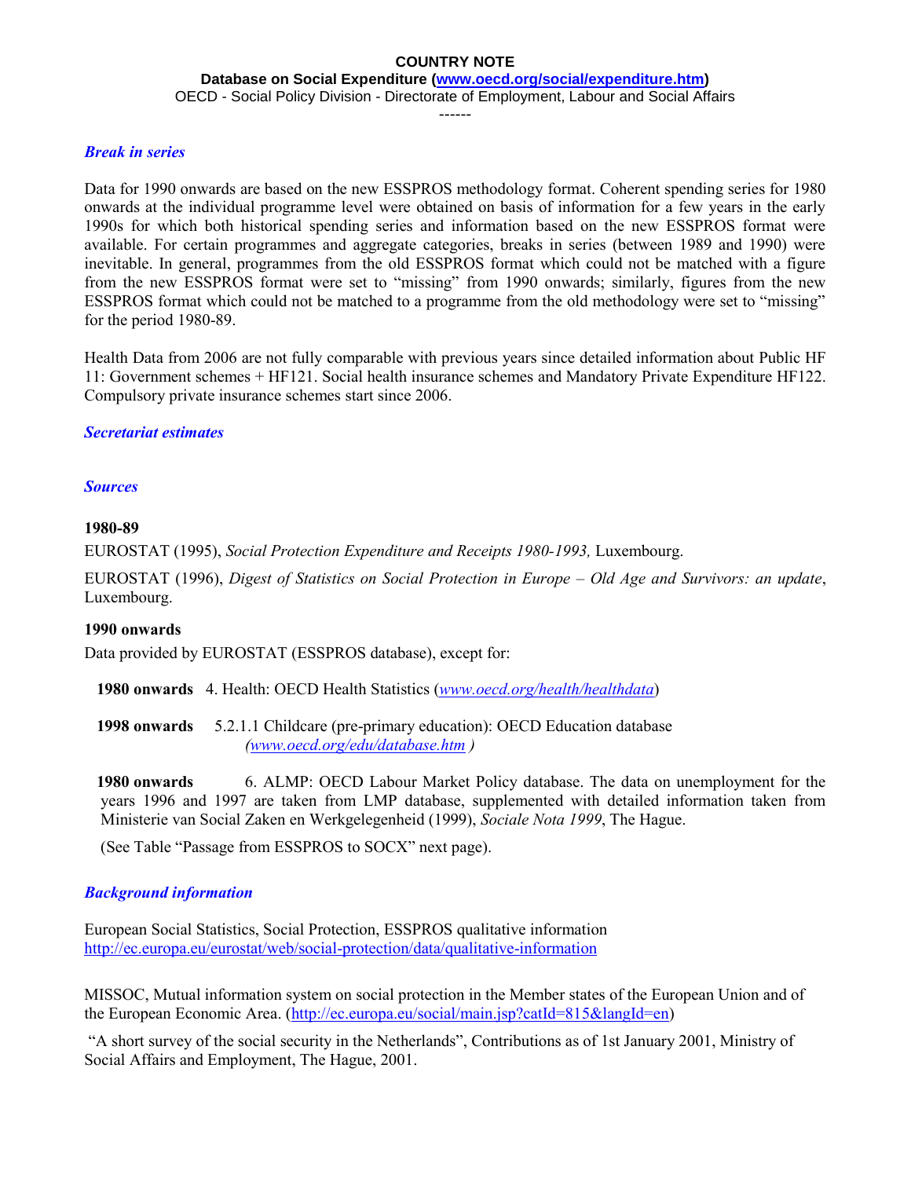**COUNTRY NOTE**

**Database on Social Expenditure ([www.oecd.org/social/expenditure.htm](www.oecd.org/social/expenditure.htm))**

OECD - Social Policy Division - Directorate of Employment, Labour and Social Affairs

------

### *Break in series*

Data for 1990 onwards are based on the new ESSPROS methodology format. Coherent spending series for 1980 onwards at the individual programme level were obtained on basis of information for a few years in the early 1990s for which both historical spending series and information based on the new ESSPROS format were available. For certain programmes and aggregate categories, breaks in series (between 1989 and 1990) were inevitable. In general, programmes from the old ESSPROS format which could not be matched with a figure from the new ESSPROS format were set to "missing" from 1990 onwards; similarly, figures from the new ESSPROS format which could not be matched to a programme from the old methodology were set to "missing" for the period 1980-89.

Health Data from 2006 are not fully comparable with previous years since detailed information about Public HF 11: Government schemes + HF121. Social health insurance schemes and Mandatory Private Expenditure HF122. Compulsory private insurance schemes start since 2006.

### *Secretariat estimates*

### *Sources*

**1980-89**

EUROSTAT (1995), *Social Protection Expenditure and Receipts 1980-1993,* Luxembourg.

EUROSTAT (1996), *Digest of Statistics on Social Protection in Europe – Old Age and Survivors: an update*, Luxembourg.

**1990 onwards**

Data provided by EUROSTAT (ESSPROS database), except for:

**1980 onwards** 4. Health: OECD Health Statistics (*[www.oecd.org/health/healthdata](www.oecd.org/health/healthdata)*)

**1998 onwards** 5.2.1.1 Childcare (pre-primary education): OECD Education database *([www.oecd.org/edu/database.htm](www.oecd.org/edu/database.htm) )*

**1980 onwards** 6. ALMP: OECD Labour Market Policy database. The data on unemployment for the years 1996 and 1997 are taken from LMP database, supplemented with detailed information taken from Ministerie van Social Zaken en Werkgelegenheid (1999), *Sociale Nota 1999*, The Hague.

(See Table "Passage from ESSPROS to SOCX" next page).

### *Background information*

European Social Statistics, Social Protection, ESSPROS qualitative information
[http://ec.europa.eu/eurostat/web/social-protection/data/qualitative-information](http://ec.europa.eu/eurostat/web/social-protection/data/qualitative-information)

MISSOC, Mutual information system on social protection in the Member states of the European Union and of the European Economic Area. ([http://ec.europa.eu/social/main.jsp?catId=815&langId=en](http://ec.europa.eu/social/main.jsp?catId=815&langId=en))

"A short survey of the social security in the Netherlands", Contributions as of 1st January 2001, Ministry of Social Affairs and Employment, The Hague, 2001.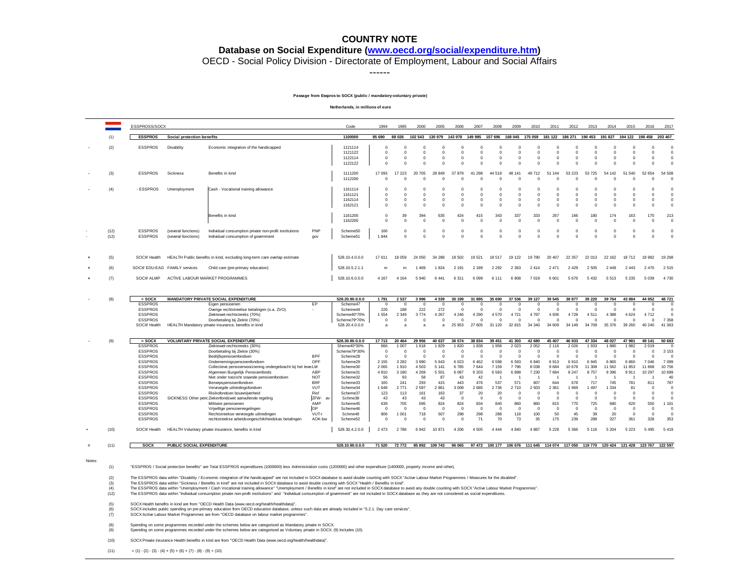# COUNTRY NOTE

## Database on Social Expenditure (www.oecd.org/social/expenditure.htm)

OECD - Social Policy Division - Directorate of Employment, Labour and Social Affairs

------

**Passage from Esspros to SOCX (public / mandatory-voluntary private)**

**Netherlands, in millions of euro**

| | | ESSPROSS/SOCX | | | | Code | 1994 | 1995 | 2000 | 2005 | 2006 | 2007 | 2008 | 2009 | 2010 | 2011 | 2012 | 2013 | 2014 | 2015 | 2016 | 2017 |
|---|---|---|---|---|---|---|---|---|---|---|---|---|---|---|---|---|---|---|---|---|---|---|
| | (1) | **ESSPROS** | **Social protection benefits** | | | **1100000** | **85 690** | **88 026** | **102 543** | **130 979** | **143 978** | **149 995** | **157 696** | **168 045** | **175 059** | **181 122** | **186 271** | **190 453** | **191 827** | **194 122** | **198 458** | **203 407** |
| - | (2) | ESSPROS | Disability | Economic integration of the handicapped | | 1121114 | 0 | 0 | 0 | 0 | 0 | 0 | 0 | 0 | 0 | 0 | 0 | 0 | 0 | 0 | 0 | 0 |
| | | | | | | 1121122 | 0 | 0 | 0 | 0 | 0 | 0 | 0 | 0 | 0 | 0 | 0 | 0 | 0 | 0 | 0 | 0 |
| | | | | | | 1122114 | 0 | 0 | 0 | 0 | 0 | 0 | 0 | 0 | 0 | 0 | 0 | 0 | 0 | 0 | 0 | 0 |
| | | | | | | 1122122 | 0 | 0 | 0 | 0 | 0 | 0 | 0 | 0 | 0 | 0 | 0 | 0 | 0 | 0 | 0 | 0 |
| - | (3) | ESSPROS | Sickness | Benefits in kind | | 1111200 | 17 093 | 17 223 | 20 705 | 28 849 | 37 879 | 41 298 | 44 519 | 48 141 | 49 712 | 51 144 | 53 223 | 53 725 | 54 142 | 51 540 | 52 654 | 54 508 |
| | | | | | | 1112200 | 0 | 0 | 0 | 0 | 0 | 0 | 0 | 0 | 0 | 0 | 0 | 0 | 0 | 0 | 0 | 0 |
| - | (4) | - ESSPROS | Unemployment | Cash - Vocational training allowance | | 1161114 | 0 | 0 | 0 | 0 | 0 | 0 | 0 | 0 | 0 | 0 | 0 | 0 | 0 | 0 | 0 | 0 |
| | | | | | | 1161121 | 0 | 0 | 0 | 0 | 0 | 0 | 0 | 0 | 0 | 0 | 0 | 0 | 0 | 0 | 0 | 0 |
| | | | | | | 1162114 | 0 | 0 | 0 | 0 | 0 | 0 | 0 | 0 | 0 | 0 | 0 | 0 | 0 | 0 | 0 | 0 |
| | | | | | | 1162121 | 0 | 0 | 0 | 0 | 0 | 0 | 0 | 0 | 0 | 0 | 0 | 0 | 0 | 0 | 0 | 0 |
| | | | | Benefits in kind | | 1161200 | 0 | 39 | 394 | 635 | 424 | 415 | 343 | 337 | 333 | 267 | 166 | 180 | 174 | 163 | 170 | 213 |
| | | | | | | 1162200 | 0 | 0 | 0 | 0 | 0 | 0 | 0 | 0 | 0 | 0 | 0 | 0 | 0 | 0 | 0 | 0 |
| - | (12) | ESSPROS | (several functions) | Individual consumption private non-profit institutions | PNP | Scheme50 | 166 | 0 | 0 | 0 | 0 | 0 | 0 | 0 | 0 | 0 | 0 | 0 | 0 | 0 | 0 | 0 |
| - | (12) | ESSPROS | (several functions) | Individual consumption of government | gov | Scheme51 | 1 844 | 0 | 0 | 0 | 0 | 0 | 0 | 0 | 0 | 0 | 0 | 0 | 0 | 0 | 0 | 0 |
| + | (5) | SOCX/ Health | HEALTH Public benefits in kind, excluding long-term care overlap estimate | | | 528.10.4.0.0.0 | 17 611 | 18 059 | 24 050 | 34 288 | 18 502 | 19 521 | 18 517 | 19 122 | 19 780 | 20 407 | 22 357 | 22 013 | 22 162 | 18 712 | 18 982 | 19 268 |
| + | (6) | SOCX/ EDU-EAG | FAMILY services | Child care (pre-primary education) | | 528.10.5.2.1.1 | m | m | 1 469 | 1 824 | 2 191 | 2 189 | 2 292 | 2 363 | 2 414 | 2 471 | 2 429 | 2 505 | 2 449 | 2 443 | 2 470 | 2 515 |
| + | (7) | SOCX/ ALMP | ACTIVE LABOUR MARKET PROGRAMMES | | | 528.10.6.0.0.0 | 4 167 | 4 164 | 5 940 | 6 441 | 6 311 | 6 099 | 6 111 | 6 808 | 7 019 | 6 601 | 5 676 | 5 432 | 5 513 | 5 235 | 5 039 | 4 730 |
| - | (8) | **= SOCX** | **MANDATORY PRIVATE SOCIAL EXPENDITURE** | | | **528.20.90.0.0.0** | **1 791** | **2 537** | **3 996** | **4 539** | **30 199** | **31 895** | **35 690** | **37 536** | **39 127** | **39 545** | **38 877** | **39 220** | **39 764** | **43 884** | **44 952** | **48 721** |
| | | ESSPROS | | Eigen pensioenen | EP | Scheme47 | 0 | 0 | 0 | 0 | 0 | 0 | 0 | 0 | 0 | 0 | 0 | 0 | 0 | 0 | 0 | 0 |
| | | ESSPROS | | Overige rechtstreelise betalingen (o.a. ZVO) | - | Scheme44 | 226 | 188 | 222 | 272 | 0 | 0 | 0 | 0 | 0 | 0 | 0 | 0 | 0 | 0 | 0 | 0 |
| | | ESSPROS | | Ziektewet-rechtstreeks (70%) | | Scheme40*70% | 1 554 | 2 349 | 3 774 | 4 267 | 4 246 | 4 290 | 4 570 | 4 721 | 4 787 | 4 936 | 4 728 | 4 511 | 4 388 | 4 624 | 4 712 | 0 |
| | | ESSPROS | | Doorbetaling bij Ziekte (70%) | | Scheme79*70% | 0 | 0 | 0 | 0 | 0 | 0 | 0 | 0 | 0 | 0 | 0 | 0 | 0 | 0 | 0 | 7 358 |
| | | SOCX/ Health | HEALTH Mandatory private insurance, benefits in kind | | | 528.20.4.0.0.0 | a | a | a | a | 25 953 | 27 605 | 31 120 | 32 815 | 34 340 | 34 609 | 34 149 | 34 709 | 35 376 | 39 260 | 40 240 | 41 363 |
| - | (9) | **= SOCX** | **VOLUNTARY PRIVATE SOCIAL EXPENDITURE** | | | **528.30.90.0.0.0** | **17 713** | **20 464** | **29 956** | **40 637** | **36 574** | **38 834** | **39 451** | **41 303** | **42 680** | **45 407** | **46 933** | **47 334** | **48 027** | **47 981** | **49 141** | **50 663** |
| | | ESSPROS | | Ziektewet-rechtstreeks (30%) | | Sheme40*30% | 666 | 1 007 | 1 618 | 1 829 | 1 820 | 1 838 | 1 958 | 2 023 | 2 052 | 2 116 | 2 026 | 1 933 | 1 880 | 1 982 | 2 019 | 0 |
| | | ESSPROS | | Doorbetaling bij Ziekte (30%) | | Scheme79*30% | 0 | 0 | 0 | 0 | 0 | 0 | 0 | 0 | 0 | 0 | 0 | 0 | 0 | 0 | 0 | 3 153 |
| | | ESSPROS | | Bedrijfspensioenfondsen | BPF | Scheme28 | 0 | 0 | 0 | 0 | 0 | 0 | 0 | 0 | 0 | 0 | 0 | 0 | 0 | 0 | 0 | 0 |
| | | ESSPROS | | Ondernemingspensioenfondsen | OPF | Scheme29 | 2 155 | 3 282 | 3 990 | 5 643 | 6 023 | 6 462 | 6 598 | 6 593 | 6 840 | 6 913 | 6 910 | 6 945 | 6 865 | 6 860 | 7 046 | 7 099 |
| | | ESSPROS | | Collectieve pensioenvoorziening ondergebracht bij het leve | LM | Scheme30 | 2 065 | 1 910 | 4 503 | 5 141 | 6 785 | 7 644 | 7 159 | 7 796 | 8 038 | 9 684 | 10 678 | 11 308 | 11 562 | 11 853 | 11 868 | 10 756 |
| | | ESSPROS | | Algemeen Burgerlijk Pensioenfonds | ABP | Scheme31 | 4 810 | 3 180 | 4 269 | 5 501 | 6 087 | 6 203 | 6 583 | 6 898 | 7 230 | 7 684 | 8 247 | 8 757 | 9 396 | 9 911 | 10 297 | 10 699 |
| | | ESSPROS | | Niet onder toezicht staande pensioenfondsen | NOT | Scheme32 | 56 | 93 | 58 | 87 | 43 | 42 | 1 | 1 | 1 | 1 | 1 | 1 | 1 | 1 | 1 | 40 |
| | | ESSPROS | | Beroepspensioenfondsen | BRF | Scheme33 | 165 | 241 | 293 | 415 | 443 | 476 | 537 | 571 | 607 | 644 | 678 | 717 | 745 | 781 | 811 | 787 |
| | | ESSPROS | | Vervroegde uittredingsfondsen | VUT | Scheme34 | 1 649 | 2 771 | 2 597 | 2 861 | 3 008 | 2 685 | 2 736 | 2 710 | 2 503 | 2 361 | 1 969 | 1 497 | 1 334 | 81 | 0 | 0 |
| | | ESSPROS | | Risikofondsen bouwnijverheid | Risf | Scheme37 | 123 | 113 | 161 | 163 | 37 | 20 | 20 | 0 | 0 | 0 | 0 | 0 | 0 | 0 | 0 | 0 |
| | | ESSPROS | SICKNESS Other peric | Ziekenfondswet aanvullende regeling | ZFW- av | Schme38 | 43 | 43 | 43 | 43 | 0 | 0 | 0 | 0 | 0 | 0 | 0 | 0 | 0 | 0 | 0 | 0 |
| | | ESSPROS | | Militaire pensioenen | AMP | Scheme45 | 639 | 705 | 695 | 824 | 824 | 834 | 840 | 860 | 860 | 815 | 770 | 725 | 680 | 620 | 550 | 1 101 |
| | | ESSPROS | | Vrijwillige pensioenregelingen | OP | Scheme46 | 0 | 0 | 0 | 0 | 0 | 0 | 0 | 0 | 0 | 0 | 0 | 0 | 0 | 0 | 0 | 0 |
| | | ESSPROS | | Rechtstreekse vervoegde uittredingen | VUT-r | Schme48 | 806 | 1 001 | 718 | 507 | 298 | 298 | 288 | 118 | 100 | 50 | 45 | 39 | 20 | 0 | 0 | 0 |
| | | ESSPROS | | rechtstreekse arbeidsongeschiktheidskas betalingen | AOK-bw | Scheme52 | 0 | 0 | 0 | 0 | 0 | 71 | 70 | 73 | 35 | 175 | 239 | 288 | 327 | 361 | 328 | 353 |
| + | (10) | SOCX/ Health | HEALTH Voluntary private insurance, benefits in kind | | | 528.30.4.2.0.0 | 2 473 | 2 786 | 6 942 | 10 871 | 4 206 | 4 505 | 4 444 | 4 840 | 4 887 | 5 228 | 5 366 | 5 116 | 5 204 | 5 223 | 5 495 | 5 419 |
| = | (11) | **SOCX** | **PUBLIC SOCIAL EXPENDITURE** | | | **528.10.90.0.0.0** | **71 520** | **72 772** | **85 892** | **109 743** | **96 065** | **97 472** | **100 177** | **106 676** | **111 645** | **114 074** | **117 050** | **119 770** | **120 424** | **121 428** | **123 767** | **122 597** |

Notes:

(1) "ESSPROS / Social protection benefits" are Total ESSPROS expenditures (1000000) less Administration costs (1200000) and other expenditure (1400000, property income and other).

(2) The ESSPROS data within "Disability / Economic integration of the handicapped" are not included in SOCX database to avoid double counting with SOCX "Active Labour Market Programmes / Measures for the disabled".
(3) The ESSPROS data within "Sickness / Benefits in kind" are not included in SOCX database to avoid double counting with SOCX "Health / Benefits in kind".
(4) The ESSPROS data within "Unemployment / Cash Vocational training allowance" "Unemployment / Benefits in kind" are not included in SOCX database to avoid any double counting with SOCX "Active Labour Market Programmes".
(12) The ESSPROS data within "Individual consumption private non-profit institutions" and "Individual consumption of government" are not included in SOCX database as they are not considered as social expenditures.

(5) SOCX Health benefits in kind are from "OECD Health Data (www.oecd.org/health/healthdata)".
(6) SOCX includes public spending on pre-primary education from OECD education database, unless such data are already included in "5.2.1. Day care services".
(7) SOCX Active Labour Market Programmes are from "OECD database on labour market programmes".

(8) Spending on some programmes recorded under the schemes below are categorised as Mandatory private in SOCX.
(9) Spending on some programmes recorded under the schemes below are categorised as Voluntary private in SOCX. (9) Includes (10).

(10) SOCX Private insurance Health benefits in kind are from "OECD Health Data (www.oecd.org/health/healthdata)".

(11) = (1) - (2) - (3) - (4) + (5) + (6) + (7) - (8) - (9) + (10)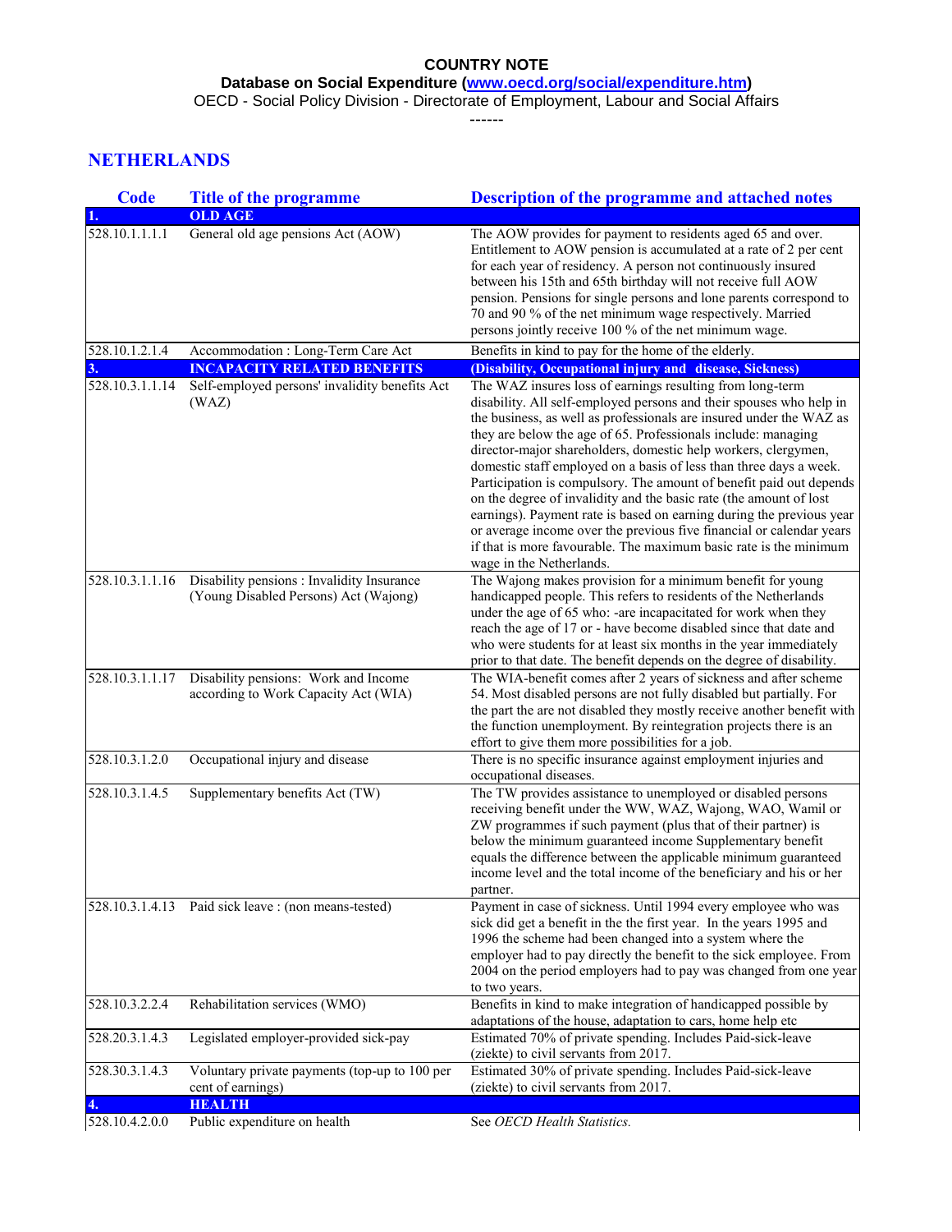**COUNTRY NOTE**

**Database on Social Expenditure ([www.oecd.org/social/expenditure.htm](www.oecd.org/social/expenditure.htm))**

OECD - Social Policy Division - Directorate of Employment, Labour and Social Affairs

------

## NETHERLANDS

| Code | Title of the programme | Description of the programme and attached notes |
|---|---|---|
| **1.** | **OLD AGE** | |
| 528.10.1.1.1.1 | General old age pensions Act (AOW) | The AOW provides for payment to residents aged 65 and over. Entitlement to AOW pension is accumulated at a rate of 2 per cent for each year of residency. A person not continuously insured between his 15th and 65th birthday will not receive full AOW pension. Pensions for single persons and lone parents correspond to 70 and 90 % of the net minimum wage respectively. Married persons jointly receive 100 % of the net minimum wage. |
| 528.10.1.2.1.4 | Accommodation : Long-Term Care Act | Benefits in kind to pay for the home of the elderly. |
| **3.** | **INCAPACITY RELATED BENEFITS** | **(Disability, Occupational injury and disease, Sickness)** |
| 528.10.3.1.1.14 | Self-employed persons' invalidity benefits Act (WAZ) | The WAZ insures loss of earnings resulting from long-term disability. All self-employed persons and their spouses who help in the business, as well as professionals are insured under the WAZ as they are below the age of 65. Professionals include: managing director-major shareholders, domestic help workers, clergymen, domestic staff employed on a basis of less than three days a week. Participation is compulsory. The amount of benefit paid out depends on the degree of invalidity and the basic rate (the amount of lost earnings). Payment rate is based on earning during the previous year or average income over the previous five financial or calendar years if that is more favourable. The maximum basic rate is the minimum wage in the Netherlands. |
| 528.10.3.1.1.16 | Disability pensions : Invalidity Insurance (Young Disabled Persons) Act (Wajong) | The Wajong makes provision for a minimum benefit for young handicapped people. This refers to residents of the Netherlands under the age of 65 who: -are incapacitated for work when they reach the age of 17 or - have become disabled since that date and who were students for at least six months in the year immediately prior to that date. The benefit depends on the degree of disability. |
| 528.10.3.1.1.17 | Disability pensions: Work and Income according to Work Capacity Act (WIA) | The WIA-benefit comes after 2 years of sickness and after scheme 54. Most disabled persons are not fully disabled but partially. For the part the are not disabled they mostly receive another benefit with the function unemployment. By reintegration projects there is an effort to give them more possibilities for a job. |
| 528.10.3.1.2.0 | Occupational injury and disease | There is no specific insurance against employment injuries and occupational diseases. |
| 528.10.3.1.4.5 | Supplementary benefits Act (TW) | The TW provides assistance to unemployed or disabled persons receiving benefit under the WW, WAZ, Wajong, WAO, Wamil or ZW programmes if such payment (plus that of their partner) is below the minimum guaranteed income Supplementary benefit equals the difference between the applicable minimum guaranteed income level and the total income of the beneficiary and his or her partner. |
| 528.10.3.1.4.13 | Paid sick leave : (non means-tested) | Payment in case of sickness. Until 1994 every employee who was sick did get a benefit in the the first year. In the years 1995 and 1996 the scheme had been changed into a system where the employer had to pay directly the benefit to the sick employee. From 2004 on the period employers had to pay was changed from one year to two years. |
| 528.10.3.2.2.4 | Rehabilitation services (WMO) | Benefits in kind to make integration of handicapped possible by adaptations of the house, adaptation to cars, home help etc |
| 528.20.3.1.4.3 | Legislated employer-provided sick-pay | Estimated 70% of private spending. Includes Paid-sick-leave (ziekte) to civil servants from 2017. |
| 528.30.3.1.4.3 | Voluntary private payments (top-up to 100 per cent of earnings) | Estimated 30% of private spending. Includes Paid-sick-leave (ziekte) to civil servants from 2017. |
| **4.** | **HEALTH** | |
| 528.10.4.2.0.0 | Public expenditure on health | See *OECD Health Statistics.* |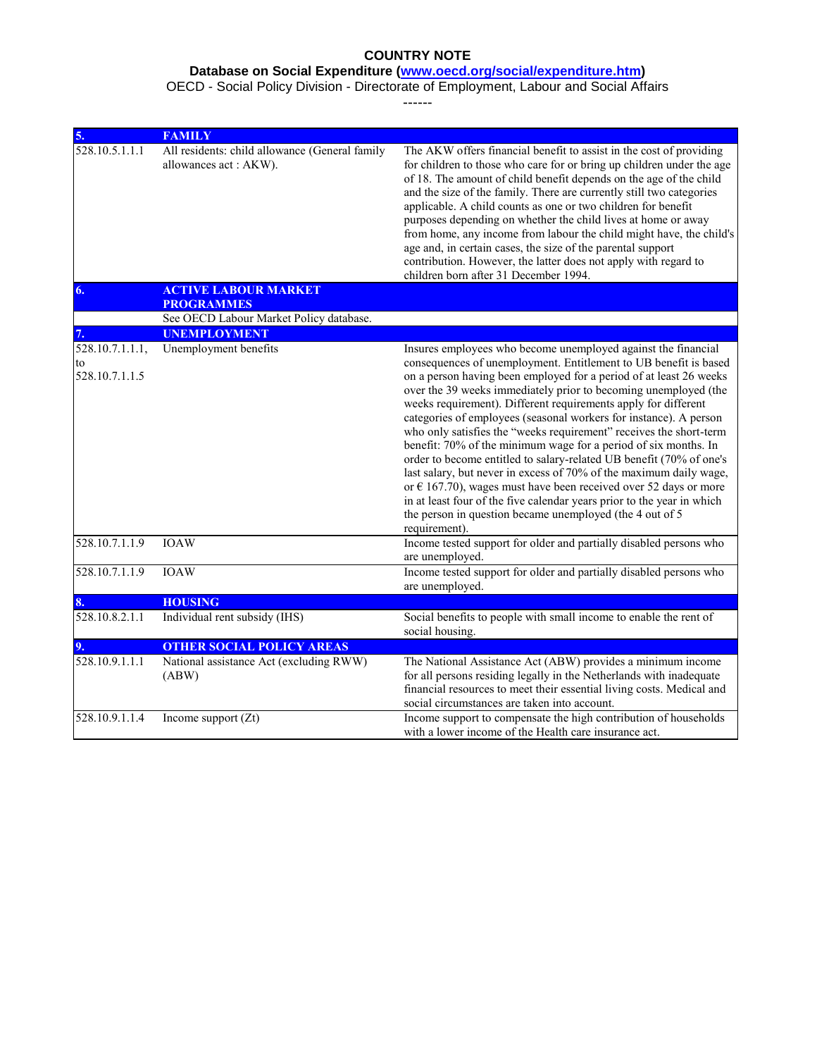**COUNTRY NOTE**

**Database on Social Expenditure (www.oecd.org/social/expenditure.htm)**

OECD - Social Policy Division - Directorate of Employment, Labour and Social Affairs

------

| | | |
|---|---|---|
| **5.** | **FAMILY** | |
| 528.10.5.1.1.1 | All residents: child allowance (General family allowances act : AKW). | The AKW offers financial benefit to assist in the cost of providing for children to those who care for or bring up children under the age of 18. The amount of child benefit depends on the age of the child and the size of the family. There are currently still two categories applicable. A child counts as one or two children for benefit purposes depending on whether the child lives at home or away from home, any income from labour the child might have, the child's age and, in certain cases, the size of the parental support contribution. However, the latter does not apply with regard to children born after 31 December 1994. |
| **6.** | **ACTIVE LABOUR MARKET PROGRAMMES** | |
| | See OECD Labour Market Policy database. | |
| **7.** | **UNEMPLOYMENT** | |
| 528.10.7.1.1.1, to 528.10.7.1.1.5 | Unemployment benefits | Insures employees who become unemployed against the financial consequences of unemployment. Entitlement to UB benefit is based on a person having been employed for a period of at least 26 weeks over the 39 weeks immediately prior to becoming unemployed (the weeks requirement). Different requirements apply for different categories of employees (seasonal workers for instance). A person who only satisfies the “weeks requirement” receives the short-term benefit: 70% of the minimum wage for a period of six months. In order to become entitled to salary-related UB benefit (70% of one's last salary, but never in excess of 70% of the maximum daily wage, or € 167.70), wages must have been received over 52 days or more in at least four of the five calendar years prior to the year in which the person in question became unemployed (the 4 out of 5 requirement). |
| 528.10.7.1.1.9 | IOAW | Income tested support for older and partially disabled persons who are unemployed. |
| 528.10.7.1.1.9 | IOAW | Income tested support for older and partially disabled persons who are unemployed. |
| **8.** | **HOUSING** | |
| 528.10.8.2.1.1 | Individual rent subsidy (IHS) | Social benefits to people with small income to enable the rent of social housing. |
| **9.** | **OTHER SOCIAL POLICY AREAS** | |
| 528.10.9.1.1.1 | National assistance Act (excluding RWW) (ABW) | The National Assistance Act (ABW) provides a minimum income for all persons residing legally in the Netherlands with inadequate financial resources to meet their essential living costs. Medical and social circumstances are taken into account. |
| 528.10.9.1.1.4 | Income support (Zt) | Income support to compensate the high contribution of households with a lower income of the Health care insurance act. |